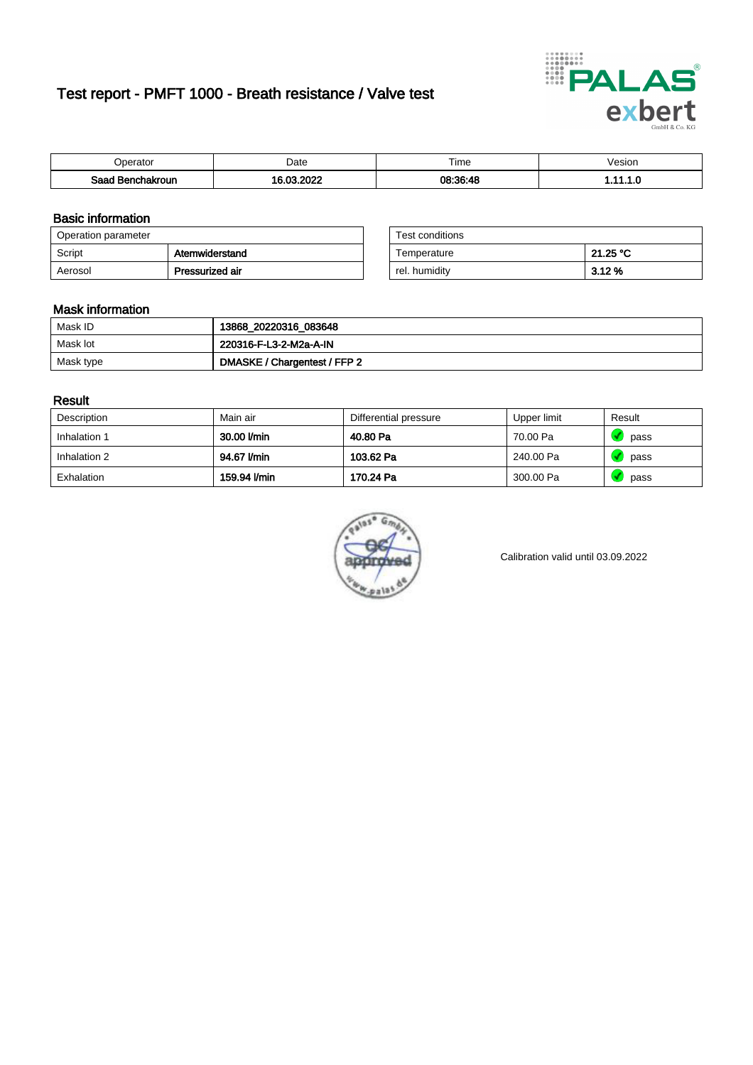# Test report - PMFT 1000 - Breath resistance / Valve test

| Operator | Date | Time | Vesion |
|---|---|---|---|
| **Saad Benchakroun** | **16.03.2022** | **08:36:48** | **1.11.1.0** |

## Basic information

| Operation parameter | |
|---|---|
| Script | **Atemwiderstand** |
| Aerosol | **Pressurized air** |

| Test conditions | |
|---|---|
| Temperature | **21.25 °C** |
| rel. humidity | **3.12 %** |

## Mask information

| | |
|---|---|
| Mask ID | **13868_20220316_083648** |
| Mask lot | **220316-F-L3-2-M2a-A-IN** |
| Mask type | **DMASKE / Chargentest / FFP 2** |

## Result

| Description | Main air | Differential pressure | Upper limit | Result |
|---|---|---|---|---|
| Inhalation 1 | **30.00 l/min** | **40.80 Pa** | 70.00 Pa | pass |
| Inhalation 2 | **94.67 l/min** | **103.62 Pa** | 240.00 Pa | pass |
| Exhalation | **159.94 l/min** | **170.24 Pa** | 300.00 Pa | pass |

Calibration valid until 03.09.2022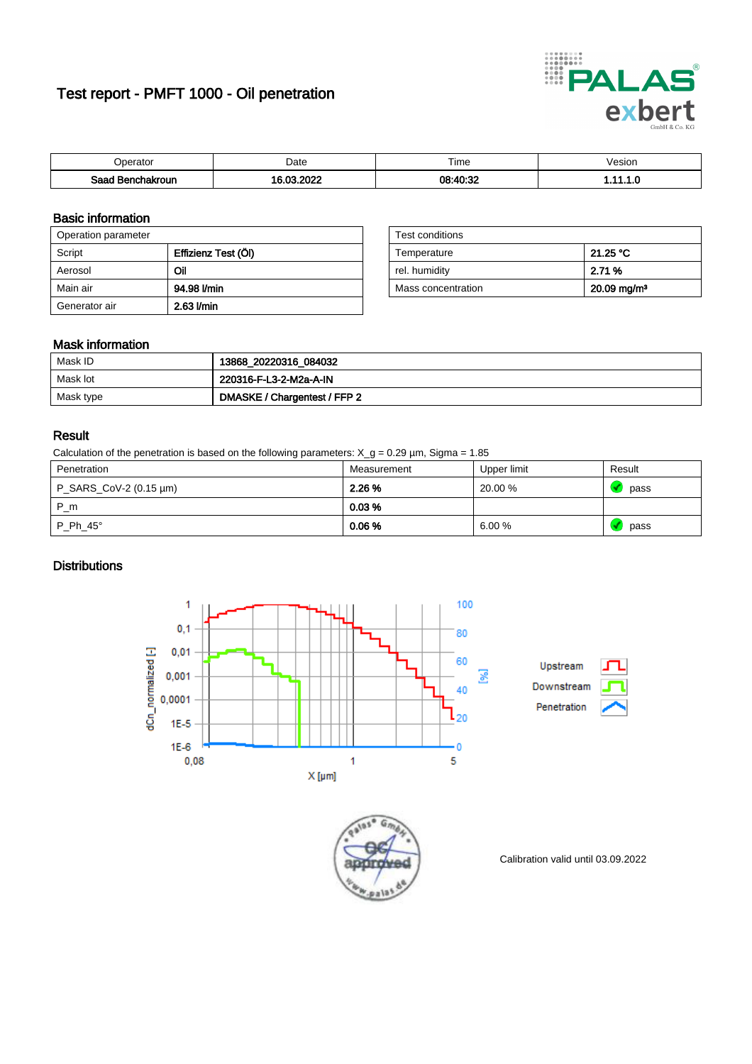# Test report - PMFT 1000 - Oil penetration

PALAS exbert GmbH & Co. KG

| Operator | Date | Time | Vesion |
|---|---|---|---|
| **Saad Benchakroun** | **16.03.2022** | **08:40:32** | **1.11.1.0** |

## Basic information

| Operation parameter | |
|---|---|
| Script | **Effizienz Test (Öl)** |
| Aerosol | **Oil** |
| Main air | **94.98 l/min** |
| Generator air | **2.63 l/min** |

| Test conditions | |
|---|---|
| Temperature | **21.25 °C** |
| rel. humidity | **2.71 %** |
| Mass concentration | **20.09 mg/m³** |

## Mask information

| | |
|---|---|
| Mask ID | **13868_20220316_084032** |
| Mask lot | **220316-F-L3-2-M2a-A-IN** |
| Mask type | **DMASKE / Chargentest / FFP 2** |

## Result

Calculation of the penetration is based on the following parameters: X_g = 0.29 µm, Sigma = 1.85

| Penetration | Measurement | Upper limit | Result |
|---|---|---|---|
| P_SARS_CoV-2 (0.15 µm) | **2.26 %** | 20.00 % | pass |
| P_m | **0.03 %** | | |
| P_Ph_45° | **0.06 %** | 6.00 % | pass |

## Distributions

dCn_normalized [-]

1
0,1
0,01
0,001
0,0001
1E-5
1E-6

[%]

100
80
60
40
20
0

0,08
1
5

X [µm]

Upstream
Downstream
Penetration

QC approved
Palas® GmbH
www.palas.de

Calibration valid until 03.09.2022